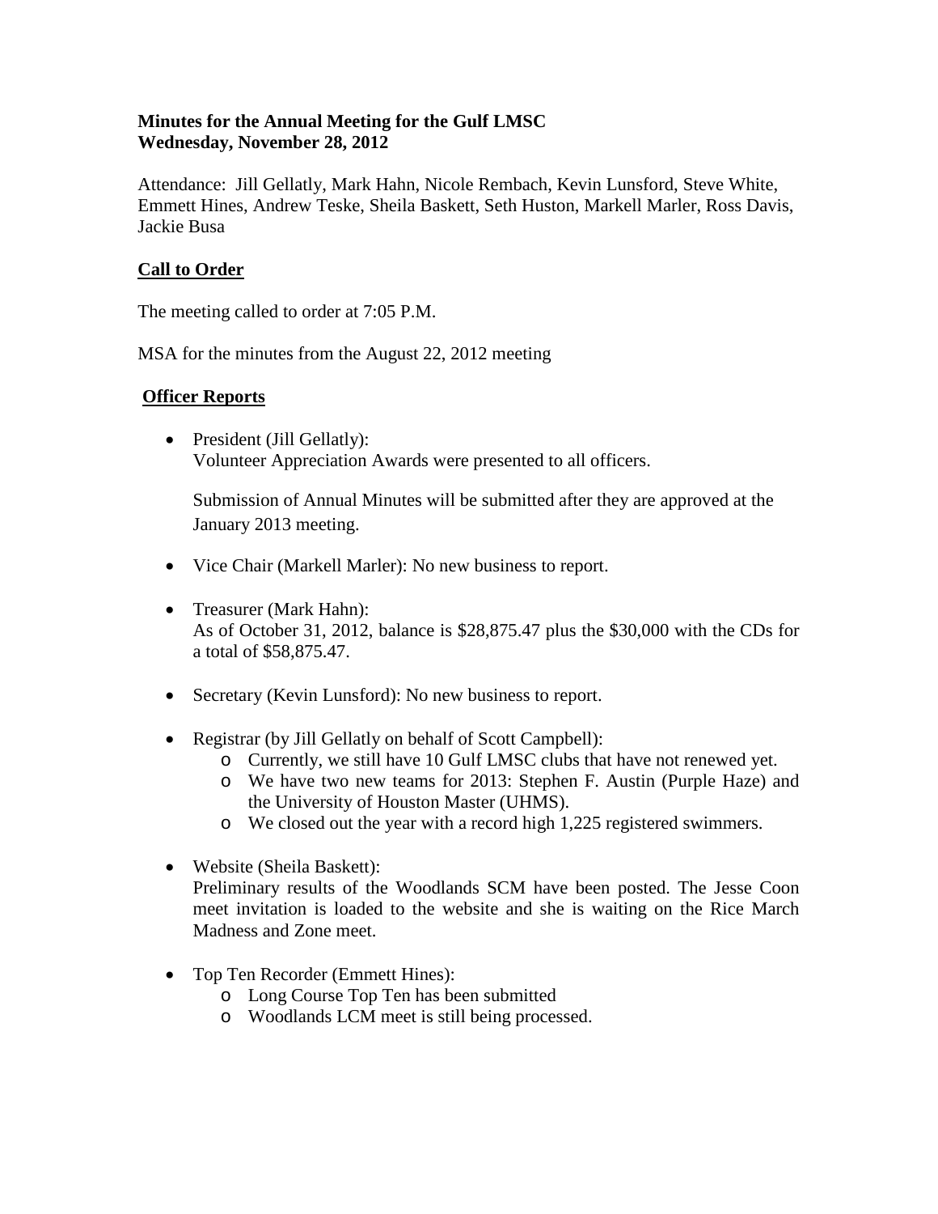**Minutes for the Annual Meeting for the Gulf LMSC**
**Wednesday, November 28, 2012**

Attendance: Jill Gellatly, Mark Hahn, Nicole Rembach, Kevin Lunsford, Steve White, Emmett Hines, Andrew Teske, Sheila Baskett, Seth Huston, Markell Marler, Ross Davis, Jackie Busa

## Call to Order

The meeting called to order at 7:05 P.M.

MSA for the minutes from the August 22, 2012 meeting

## Officer Reports

- President (Jill Gellatly):
  Volunteer Appreciation Awards were presented to all officers.

  Submission of Annual Minutes will be submitted after they are approved at the January 2013 meeting.

- Vice Chair (Markell Marler): No new business to report.

- Treasurer (Mark Hahn):
  As of October 31, 2012, balance is $28,875.47 plus the $30,000 with the CDs for a total of $58,875.47.

- Secretary (Kevin Lunsford): No new business to report.

- Registrar (by Jill Gellatly on behalf of Scott Campbell):
  - Currently, we still have 10 Gulf LMSC clubs that have not renewed yet.
  - We have two new teams for 2013: Stephen F. Austin (Purple Haze) and the University of Houston Master (UHMS).
  - We closed out the year with a record high 1,225 registered swimmers.

- Website (Sheila Baskett):
  Preliminary results of the Woodlands SCM have been posted. The Jesse Coon meet invitation is loaded to the website and she is waiting on the Rice March Madness and Zone meet.

- Top Ten Recorder (Emmett Hines):
  - Long Course Top Ten has been submitted
  - Woodlands LCM meet is still being processed.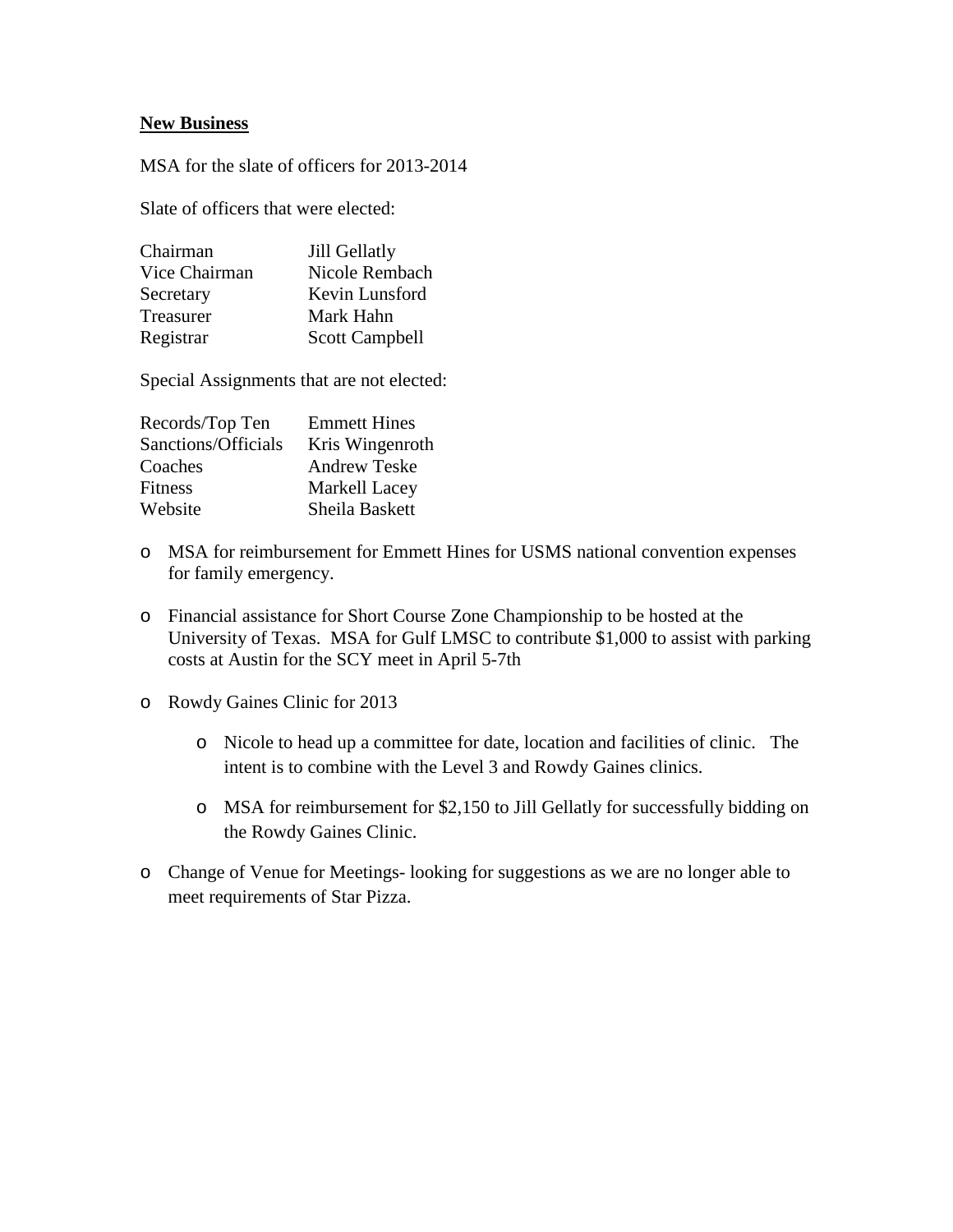**New Business**

MSA for the slate of officers for 2013-2014

Slate of officers that were elected:

| | |
|---|---|
| Chairman | Jill Gellatly |
| Vice Chairman | Nicole Rembach |
| Secretary | Kevin Lunsford |
| Treasurer | Mark Hahn |
| Registrar | Scott Campbell |

Special Assignments that are not elected:

| | |
|---|---|
| Records/Top Ten | Emmett Hines |
| Sanctions/Officials | Kris Wingenroth |
| Coaches | Andrew Teske |
| Fitness | Markell Lacey |
| Website | Sheila Baskett |

- MSA for reimbursement for Emmett Hines for USMS national convention expenses for family emergency.
- Financial assistance for Short Course Zone Championship to be hosted at the University of Texas. MSA for Gulf LMSC to contribute $1,000 to assist with parking costs at Austin for the SCY meet in April 5-7th
- Rowdy Gaines Clinic for 2013
  - Nicole to head up a committee for date, location and facilities of clinic. The intent is to combine with the Level 3 and Rowdy Gaines clinics.
  - MSA for reimbursement for $2,150 to Jill Gellatly for successfully bidding on the Rowdy Gaines Clinic.
- Change of Venue for Meetings- looking for suggestions as we are no longer able to meet requirements of Star Pizza.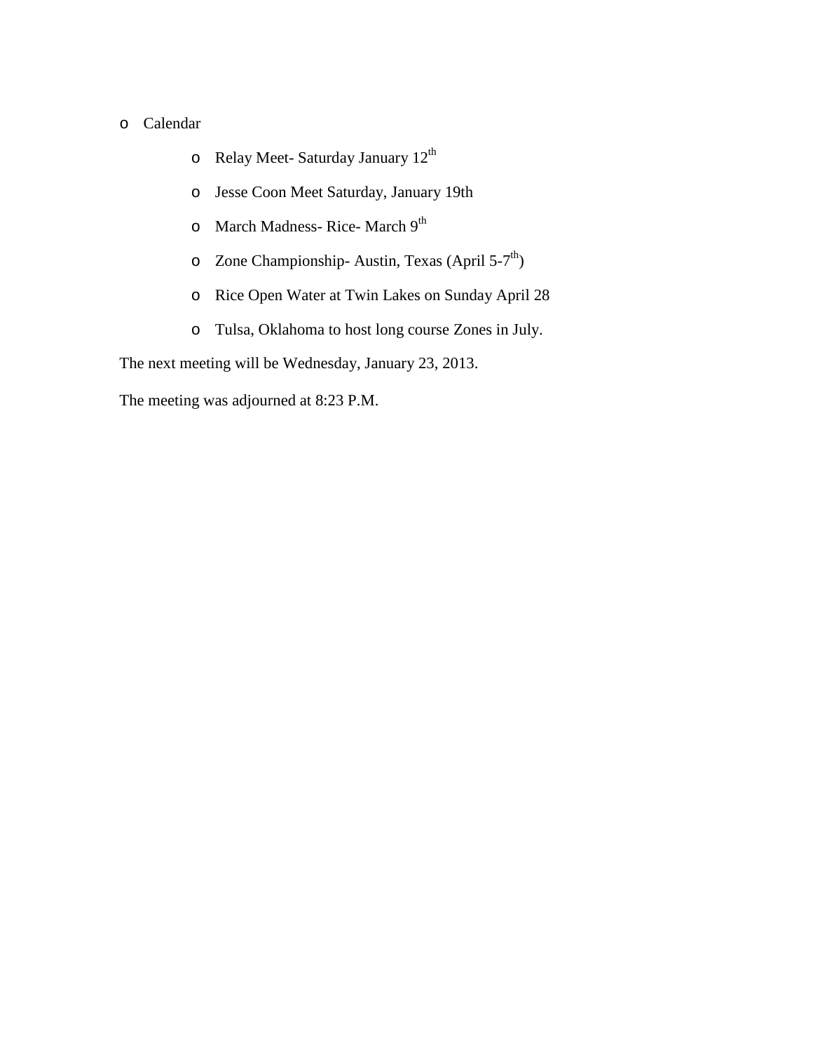- Calendar
  - Relay Meet- Saturday January 12th
  - Jesse Coon Meet Saturday, January 19th
  - March Madness- Rice- March 9th
  - Zone Championship- Austin, Texas (April 5-7th)
  - Rice Open Water at Twin Lakes on Sunday April 28
  - Tulsa, Oklahoma to host long course Zones in July.

The next meeting will be Wednesday, January 23, 2013.

The meeting was adjourned at 8:23 P.M.